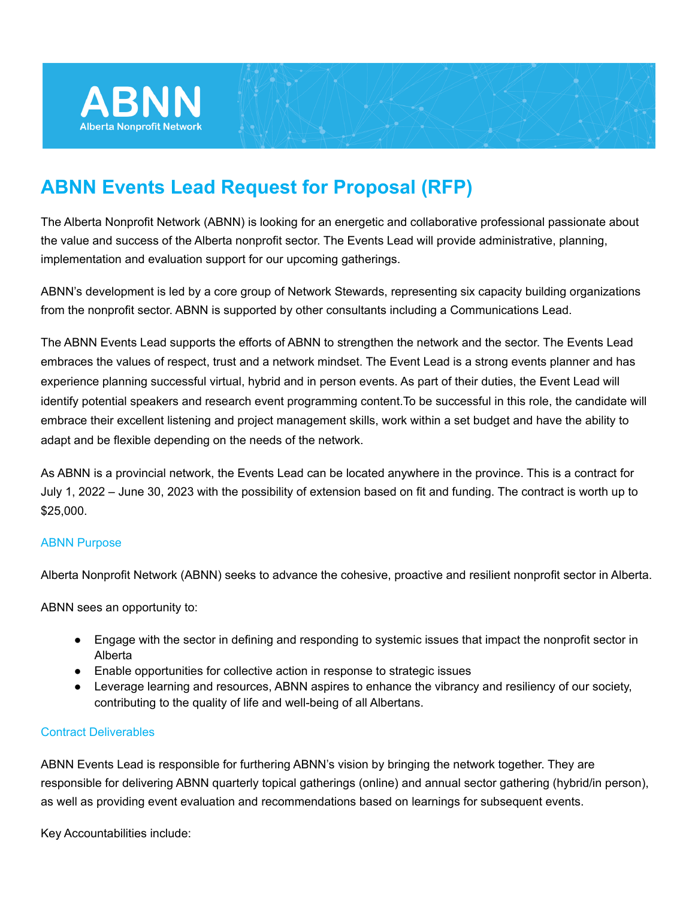ABNN
Alberta Nonprofit Network

# ABNN Events Lead Request for Proposal (RFP)

The Alberta Nonprofit Network (ABNN) is looking for an energetic and collaborative professional passionate about the value and success of the Alberta nonprofit sector. The Events Lead will provide administrative, planning, implementation and evaluation support for our upcoming gatherings.

ABNN's development is led by a core group of Network Stewards, representing six capacity building organizations from the nonprofit sector. ABNN is supported by other consultants including a Communications Lead.

The ABNN Events Lead supports the efforts of ABNN to strengthen the network and the sector. The Events Lead embraces the values of respect, trust and a network mindset. The Event Lead is a strong events planner and has experience planning successful virtual, hybrid and in person events. As part of their duties, the Event Lead will identify potential speakers and research event programming content.To be successful in this role, the candidate will embrace their excellent listening and project management skills, work within a set budget and have the ability to adapt and be flexible depending on the needs of the network.

As ABNN is a provincial network, the Events Lead can be located anywhere in the province. This is a contract for July 1, 2022 – June 30, 2023 with the possibility of extension based on fit and funding. The contract is worth up to $25,000.

### ABNN Purpose

Alberta Nonprofit Network (ABNN) seeks to advance the cohesive, proactive and resilient nonprofit sector in Alberta.

ABNN sees an opportunity to:

- Engage with the sector in defining and responding to systemic issues that impact the nonprofit sector in Alberta
- Enable opportunities for collective action in response to strategic issues
- Leverage learning and resources, ABNN aspires to enhance the vibrancy and resiliency of our society, contributing to the quality of life and well-being of all Albertans.

### Contract Deliverables

ABNN Events Lead is responsible for furthering ABNN's vision by bringing the network together. They are responsible for delivering ABNN quarterly topical gatherings (online) and annual sector gathering (hybrid/in person), as well as providing event evaluation and recommendations based on learnings for subsequent events.

Key Accountabilities include: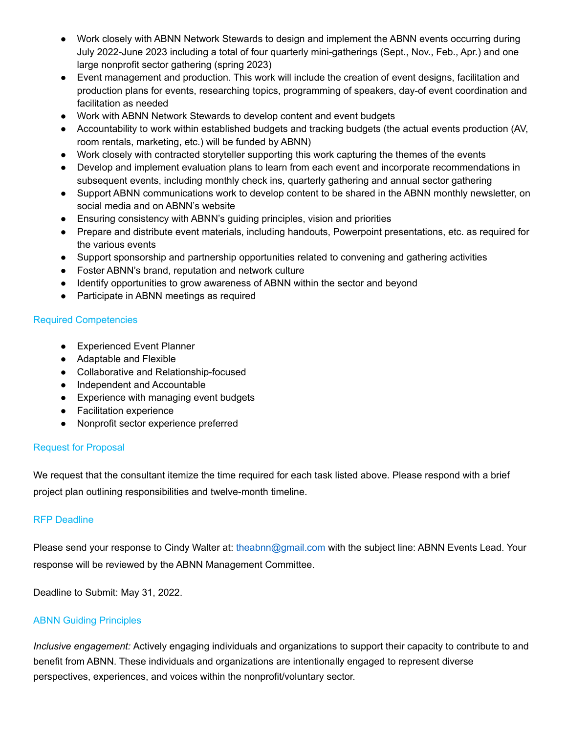- Work closely with ABNN Network Stewards to design and implement the ABNN events occurring during July 2022-June 2023 including a total of four quarterly mini-gatherings (Sept., Nov., Feb., Apr.) and one large nonprofit sector gathering (spring 2023)
- Event management and production. This work will include the creation of event designs, facilitation and production plans for events, researching topics, programming of speakers, day-of event coordination and facilitation as needed
- Work with ABNN Network Stewards to develop content and event budgets
- Accountability to work within established budgets and tracking budgets (the actual events production (AV, room rentals, marketing, etc.) will be funded by ABNN)
- Work closely with contracted storyteller supporting this work capturing the themes of the events
- Develop and implement evaluation plans to learn from each event and incorporate recommendations in subsequent events, including monthly check ins, quarterly gathering and annual sector gathering
- Support ABNN communications work to develop content to be shared in the ABNN monthly newsletter, on social media and on ABNN's website
- Ensuring consistency with ABNN's guiding principles, vision and priorities
- Prepare and distribute event materials, including handouts, Powerpoint presentations, etc. as required for the various events
- Support sponsorship and partnership opportunities related to convening and gathering activities
- Foster ABNN's brand, reputation and network culture
- Identify opportunities to grow awareness of ABNN within the sector and beyond
- Participate in ABNN meetings as required

## Required Competencies

- Experienced Event Planner
- Adaptable and Flexible
- Collaborative and Relationship-focused
- Independent and Accountable
- Experience with managing event budgets
- Facilitation experience
- Nonprofit sector experience preferred

## Request for Proposal

We request that the consultant itemize the time required for each task listed above. Please respond with a brief project plan outlining responsibilities and twelve-month timeline.

## RFP Deadline

Please send your response to Cindy Walter at: theabnn@gmail.com with the subject line: ABNN Events Lead. Your response will be reviewed by the ABNN Management Committee.

Deadline to Submit: May 31, 2022.

## ABNN Guiding Principles

*Inclusive engagement:* Actively engaging individuals and organizations to support their capacity to contribute to and benefit from ABNN. These individuals and organizations are intentionally engaged to represent diverse perspectives, experiences, and voices within the nonprofit/voluntary sector.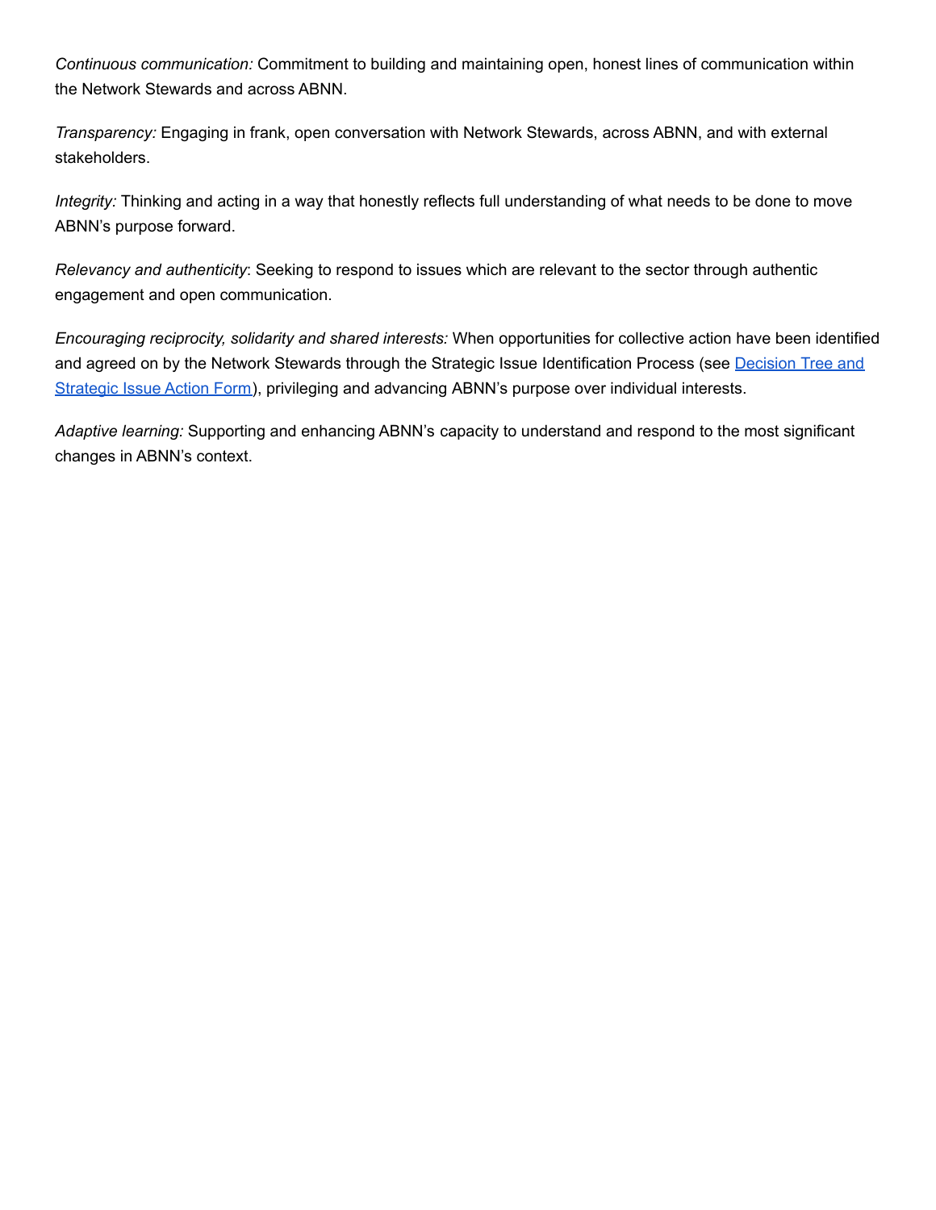*Continuous communication:* Commitment to building and maintaining open, honest lines of communication within the Network Stewards and across ABNN.

*Transparency:* Engaging in frank, open conversation with Network Stewards, across ABNN, and with external stakeholders.

*Integrity:* Thinking and acting in a way that honestly reflects full understanding of what needs to be done to move ABNN's purpose forward.

*Relevancy and authenticity*: Seeking to respond to issues which are relevant to the sector through authentic engagement and open communication.

*Encouraging reciprocity, solidarity and shared interests:* When opportunities for collective action have been identified and agreed on by the Network Stewards through the Strategic Issue Identification Process (see Decision Tree and Strategic Issue Action Form), privileging and advancing ABNN's purpose over individual interests.

*Adaptive learning:* Supporting and enhancing ABNN's capacity to understand and respond to the most significant changes in ABNN's context.